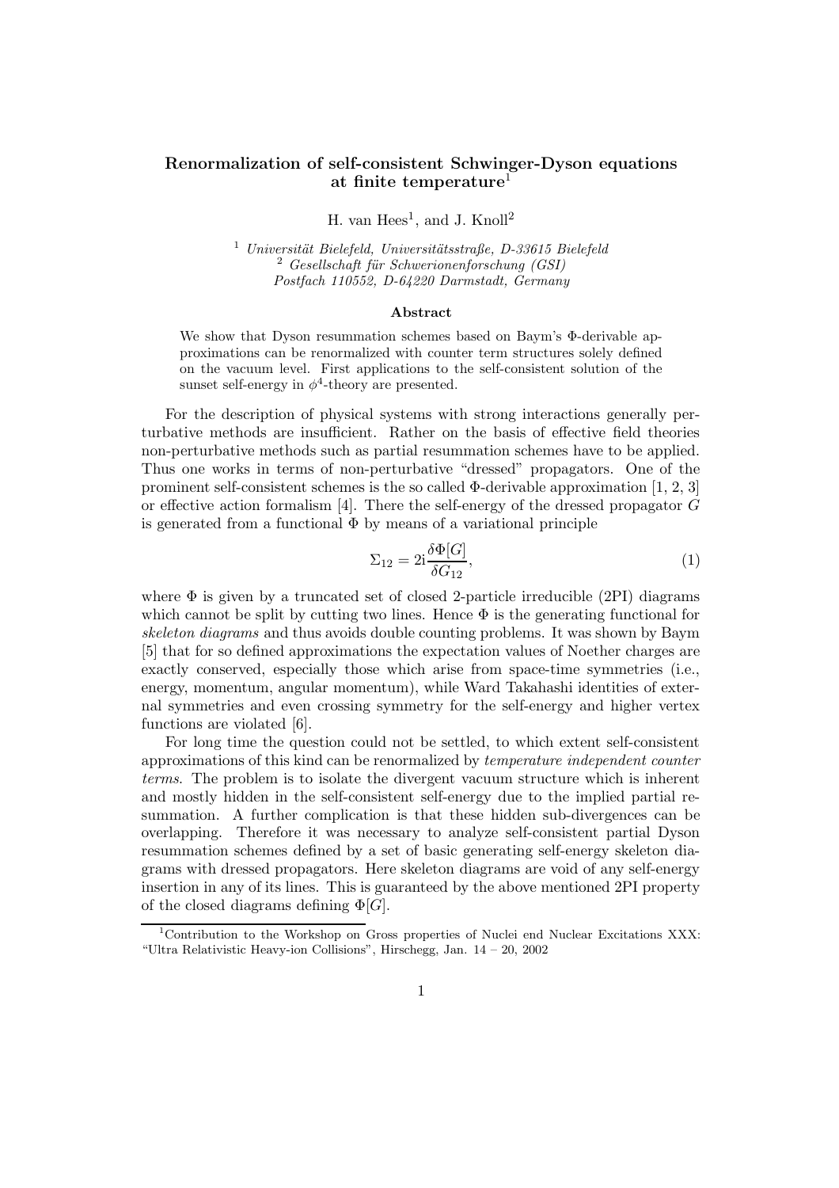# Renormalization of self-consistent Schwinger-Dyson equations at finite temperature[1]

H. van Hees[1], and J. Knoll[2]

[1] *Universität Bielefeld, Universitätsstraße, D-33615 Bielefeld*
[2] *Gesellschaft für Schwerionenforschung (GSI)*
*Postfach 110552, D-64220 Darmstadt, Germany*

### Abstract

We show that Dyson resummation schemes based on Baym's Φ-derivable approximations can be renormalized with counter term structures solely defined on the vacuum level. First applications to the self-consistent solution of the sunset self-energy in $\phi^4$-theory are presented.

For the description of physical systems with strong interactions generally perturbative methods are insufficient. Rather on the basis of effective field theories non-perturbative methods such as partial resummation schemes have to be applied. Thus one works in terms of non-perturbative "dressed" propagators. One of the prominent self-consistent schemes is the so called Φ-derivable approximation [1, 2, 3] or effective action formalism [4]. There the self-energy of the dressed propagator $G$ is generated from a functional $\Phi$ by means of a variational principle

$$\Sigma_{12} = 2\mathrm{i}\frac{\delta\Phi[G]}{\delta G_{12}}, \tag{1}$$

where $\Phi$ is given by a truncated set of closed 2-particle irreducible (2PI) diagrams which cannot be split by cutting two lines. Hence $\Phi$ is the generating functional for *skeleton diagrams* and thus avoids double counting problems. It was shown by Baym [5] that for so defined approximations the expectation values of Noether charges are exactly conserved, especially those which arise from space-time symmetries (i.e., energy, momentum, angular momentum), while Ward Takahashi identities of external symmetries and even crossing symmetry for the self-energy and higher vertex functions are violated [6].

For long time the question could not be settled, to which extent self-consistent approximations of this kind can be renormalized by *temperature independent counter terms*. The problem is to isolate the divergent vacuum structure which is inherent and mostly hidden in the self-consistent self-energy due to the implied partial resummation. A further complication is that these hidden sub-divergences can be overlapping. Therefore it was necessary to analyze self-consistent partial Dyson resummation schemes defined by a set of basic generating self-energy skeleton diagrams with dressed propagators. Here skeleton diagrams are void of any self-energy insertion in any of its lines. This is guaranteed by the above mentioned 2PI property of the closed diagrams defining $\Phi[G]$.

[1] Contribution to the Workshop on Gross properties of Nuclei end Nuclear Excitations XXX: "Ultra Relativistic Heavy-ion Collisions", Hirschegg, Jan. 14 – 20, 2002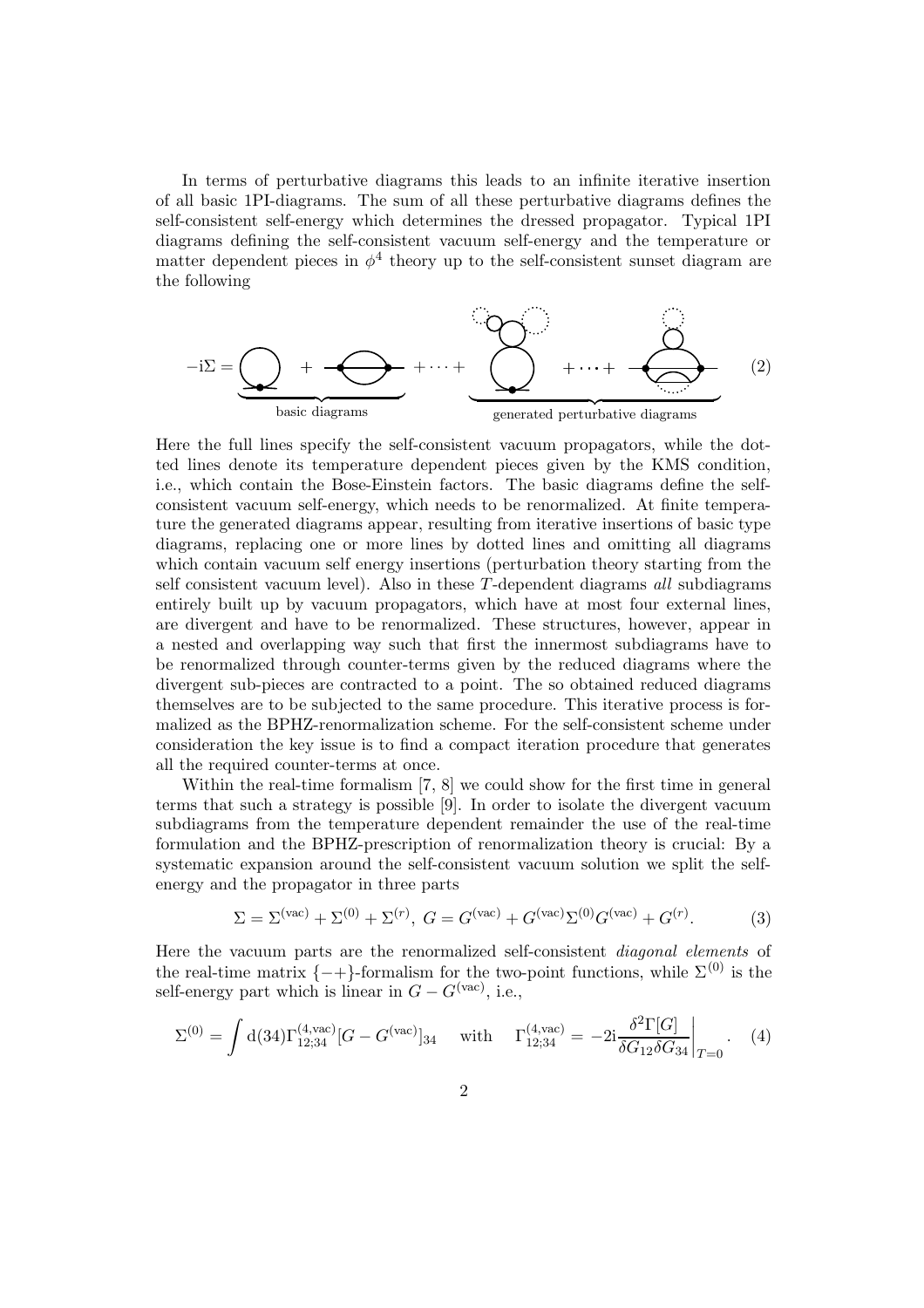In terms of perturbative diagrams this leads to an infinite iterative insertion of all basic 1PI-diagrams. The sum of all these perturbative diagrams defines the self-consistent self-energy which determines the dressed propagator. Typical 1PI diagrams defining the self-consistent vacuum self-energy and the temperature or matter dependent pieces in $\phi^4$ theory up to the self-consistent sunset diagram are the following

$$-\mathrm{i}\Sigma = \underbrace{\quad + \quad}_{\text{basic diagrams}} + \cdots + \underbrace{\quad + \cdots + \quad}_{\text{generated perturbative diagrams}} \tag{2}$$

Here the full lines specify the self-consistent vacuum propagators, while the dotted lines denote its temperature dependent pieces given by the KMS condition, i.e., which contain the Bose-Einstein factors. The basic diagrams define the self-consistent vacuum self-energy, which needs to be renormalized. At finite temperature the generated diagrams appear, resulting from iterative insertions of basic type diagrams, replacing one or more lines by dotted lines and omitting all diagrams which contain vacuum self energy insertions (perturbation theory starting from the self consistent vacuum level). Also in these $T$-dependent diagrams *all* subdiagrams entirely built up by vacuum propagators, which have at most four external lines, are divergent and have to be renormalized. These structures, however, appear in a nested and overlapping way such that first the innermost subdiagrams have to be renormalized through counter-terms given by the reduced diagrams where the divergent sub-pieces are contracted to a point. The so obtained reduced diagrams themselves are to be subjected to the same procedure. This iterative process is formalized as the BPHZ-renormalization scheme. For the self-consistent scheme under consideration the key issue is to find a compact iteration procedure that generates all the required counter-terms at once.

Within the real-time formalism [7, 8] we could show for the first time in general terms that such a strategy is possible [9]. In order to isolate the divergent vacuum subdiagrams from the temperature dependent remainder the use of the real-time formulation and the BPHZ-prescription of renormalization theory is crucial: By a systematic expansion around the self-consistent vacuum solution we split the self-energy and the propagator in three parts

$$\Sigma = \Sigma^{(\mathrm{vac})} + \Sigma^{(0)} + \Sigma^{(r)}, \; G = G^{(\mathrm{vac})} + G^{(\mathrm{vac})}\Sigma^{(0)}G^{(\mathrm{vac})} + G^{(r)}. \tag{3}$$

Here the vacuum parts are the renormalized self-consistent *diagonal elements* of the real-time matrix $\{-+\}$-formalism for the two-point functions, while $\Sigma^{(0)}$ is the self-energy part which is linear in $G - G^{(\mathrm{vac})}$, i.e.,

$$\Sigma^{(0)} = \int \mathrm{d}(34)\Gamma^{(4,\mathrm{vac})}_{12;34}[G - G^{(\mathrm{vac})}]_{34} \quad \text{with} \quad \Gamma^{(4,\mathrm{vac})}_{12;34} = -2\mathrm{i}\frac{\delta^2\Gamma[G]}{\delta G_{12}\delta G_{34}}\bigg|_{T=0}. \tag{4}$$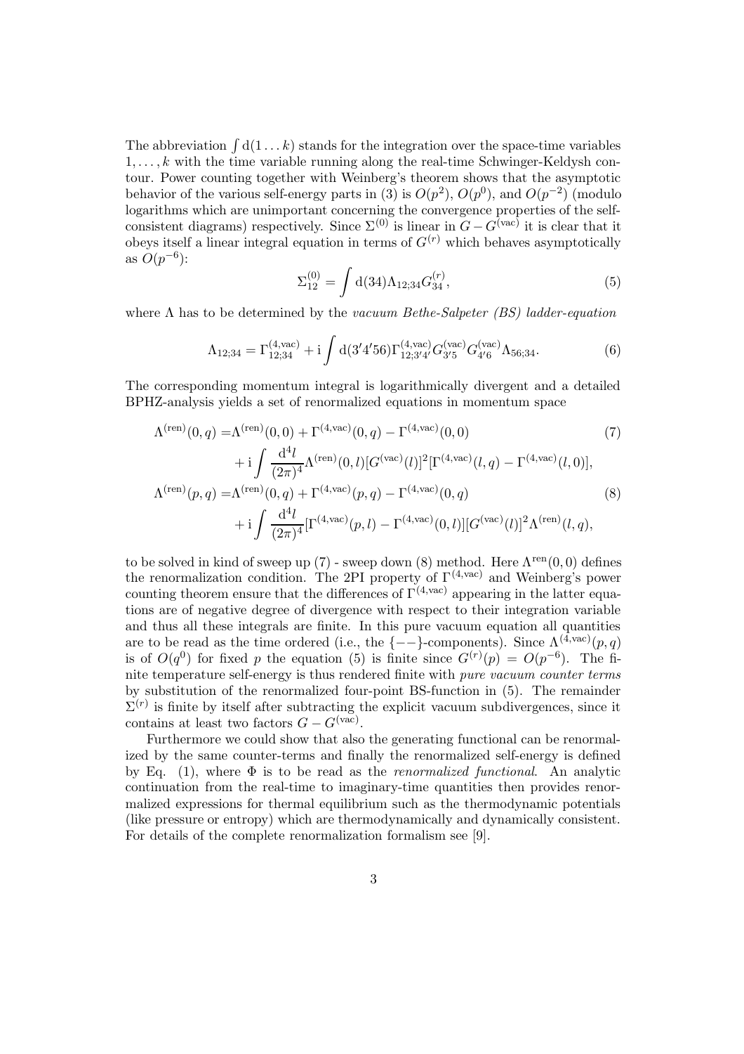The abbreviation $\int \mathrm{d}(1 \ldots k)$ stands for the integration over the space-time variables $1, \ldots, k$ with the time variable running along the real-time Schwinger-Keldysh contour. Power counting together with Weinberg's theorem shows that the asymptotic behavior of the various self-energy parts in (3) is $O(p^2)$, $O(p^0)$, and $O(p^{-2})$ (modulo logarithms which are unimportant concerning the convergence properties of the self-consistent diagrams) respectively. Since $\Sigma^{(0)}$ is linear in $G - G^{(\text{vac})}$ it is clear that it obeys itself a linear integral equation in terms of $G^{(r)}$ which behaves asymptotically as $O(p^{-6})$:

$$\Sigma^{(0)}_{12} = \int \mathrm{d}(34) \Lambda_{12;34} G^{(r)}_{34}, \tag{5}$$

where $\Lambda$ has to be determined by the *vacuum Bethe-Salpeter (BS) ladder-equation*

$$\Lambda_{12;34} = \Gamma^{(4,\text{vac})}_{12;34} + \mathrm{i} \int \mathrm{d}(3'4'56) \Gamma^{(4,\text{vac})}_{12;3'4'} G^{(\text{vac})}_{3'5} G^{(\text{vac})}_{4'6} \Lambda_{56;34}. \tag{6}$$

The corresponding momentum integral is logarithmically divergent and a detailed BPHZ-analysis yields a set of renormalized equations in momentum space

$$\begin{aligned} \Lambda^{(\text{ren})}(0,q) =& \Lambda^{(\text{ren})}(0,0) + \Gamma^{(4,\text{vac})}(0,q) - \Gamma^{(4,\text{vac})}(0,0) \\ &+ \mathrm{i} \int \frac{\mathrm{d}^4 l}{(2\pi)^4} \Lambda^{(\text{ren})}(0,l) [G^{(\text{vac})}(l)]^2 [\Gamma^{(4,\text{vac})}(l,q) - \Gamma^{(4,\text{vac})}(l,0)], \end{aligned} \tag{7}$$

$$\begin{aligned} \Lambda^{(\text{ren})}(p,q) =& \Lambda^{(\text{ren})}(0,q) + \Gamma^{(4,\text{vac})}(p,q) - \Gamma^{(4,\text{vac})}(0,q) \\ &+ \mathrm{i} \int \frac{\mathrm{d}^4 l}{(2\pi)^4} [\Gamma^{(4,\text{vac})}(p,l) - \Gamma^{(4,\text{vac})}(0,l)] [G^{(\text{vac})}(l)]^2 \Lambda^{(\text{ren})}(l,q), \end{aligned} \tag{8}$$

to be solved in kind of sweep up (7) - sweep down (8) method. Here $\Lambda^{\text{ren}}(0,0)$ defines the renormalization condition. The 2PI property of $\Gamma^{(4,\text{vac})}$ and Weinberg's power counting theorem ensure that the differences of $\Gamma^{(4,\text{vac})}$ appearing in the latter equations are of negative degree of divergence with respect to their integration variable and thus all these integrals are finite. In this pure vacuum equation all quantities are to be read as the time ordered (i.e., the $\{--\}$-components). Since $\Lambda^{(4,\text{vac})}(p,q)$ is of $O(q^0)$ for fixed $p$ the equation (5) is finite since $G^{(r)}(p) = O(p^{-6})$. The finite temperature self-energy is thus rendered finite with *pure vacuum counter terms* by substitution of the renormalized four-point BS-function in (5). The remainder $\Sigma^{(r)}$ is finite by itself after subtracting the explicit vacuum subdivergences, since it contains at least two factors $G - G^{(\text{vac})}$.

Furthermore we could show that also the generating functional can be renormalized by the same counter-terms and finally the renormalized self-energy is defined by Eq. (1), where $\Phi$ is to be read as the *renormalized functional*. An analytic continuation from the real-time to imaginary-time quantities then provides renormalized expressions for thermal equilibrium such as the thermodynamic potentials (like pressure or entropy) which are thermodynamically and dynamically consistent. For details of the complete renormalization formalism see [9].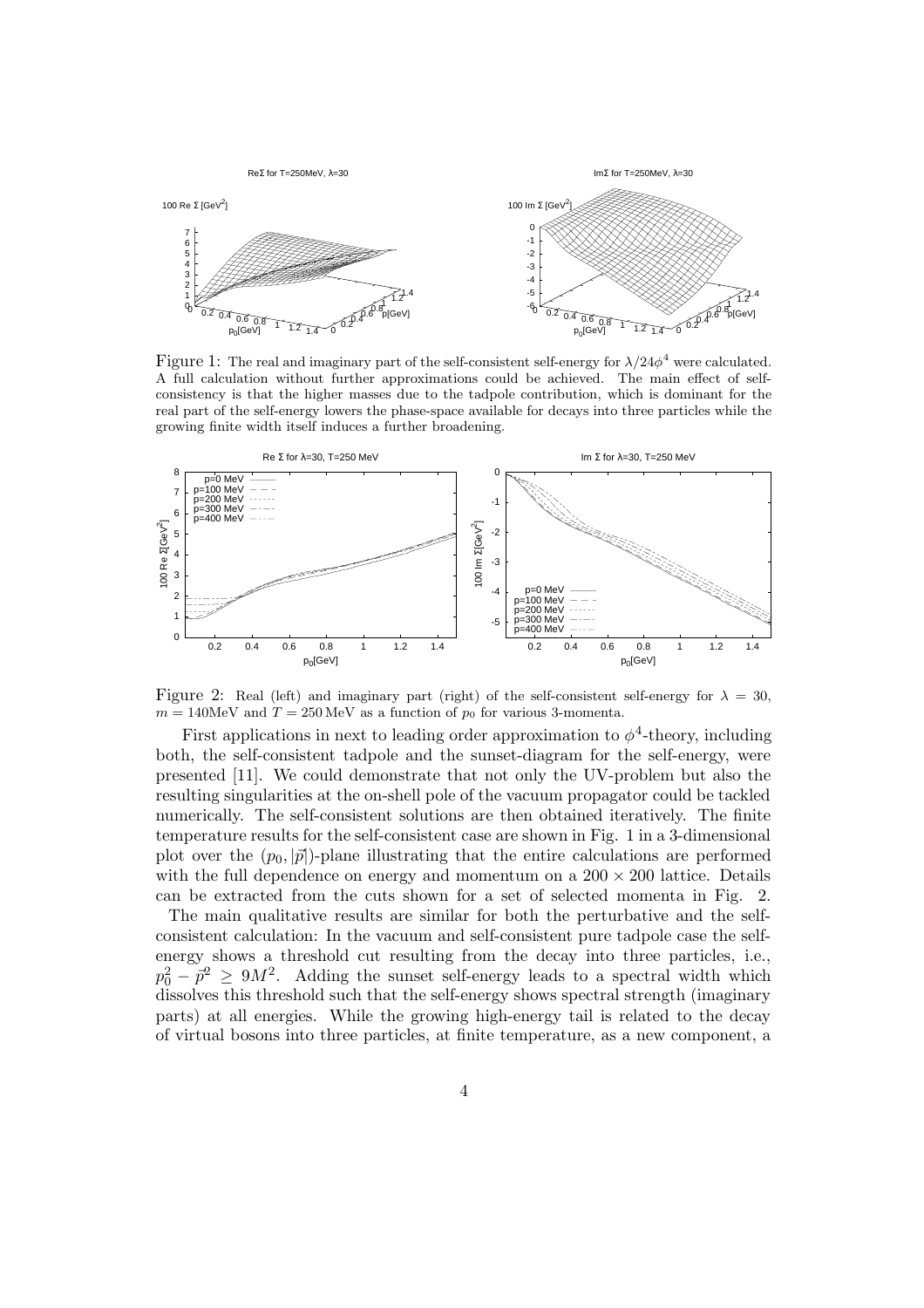Figure 1: The real and imaginary part of the self-consistent self-energy for $\lambda/24\phi^4$ were calculated. A full calculation without further approximations could be achieved. The main effect of self-consistency is that the higher masses due to the tadpole contribution, which is dominant for the real part of the self-energy lowers the phase-space available for decays into three particles while the growing finite width itself induces a further broadening.

Figure 2: Real (left) and imaginary part (right) of the self-consistent self-energy for $\lambda = 30$, $m = 140\text{MeV}$ and $T = 250\,\text{MeV}$ as a function of $p_0$ for various 3-momenta.

First applications in next to leading order approximation to $\phi^4$-theory, including both, the self-consistent tadpole and the sunset-diagram for the self-energy, were presented [11]. We could demonstrate that not only the UV-problem but also the resulting singularities at the on-shell pole of the vacuum propagator could be tackled numerically. The self-consistent solutions are then obtained iteratively. The finite temperature results for the self-consistent case are shown in Fig. 1 in a 3-dimensional plot over the $(p_0, |\vec{p}|)$-plane illustrating that the entire calculations are performed with the full dependence on energy and momentum on a $200 \times 200$ lattice. Details can be extracted from the cuts shown for a set of selected momenta in Fig. 2.

The main qualitative results are similar for both the perturbative and the self-consistent calculation: In the vacuum and self-consistent pure tadpole case the self-energy shows a threshold cut resulting from the decay into three particles, i.e., $p_0^2 - \vec{p}^2 \geq 9M^2$. Adding the sunset self-energy leads to a spectral width which dissolves this threshold such that the self-energy shows spectral strength (imaginary parts) at all energies. While the growing high-energy tail is related to the decay of virtual bosons into three particles, at finite temperature, as a new component, a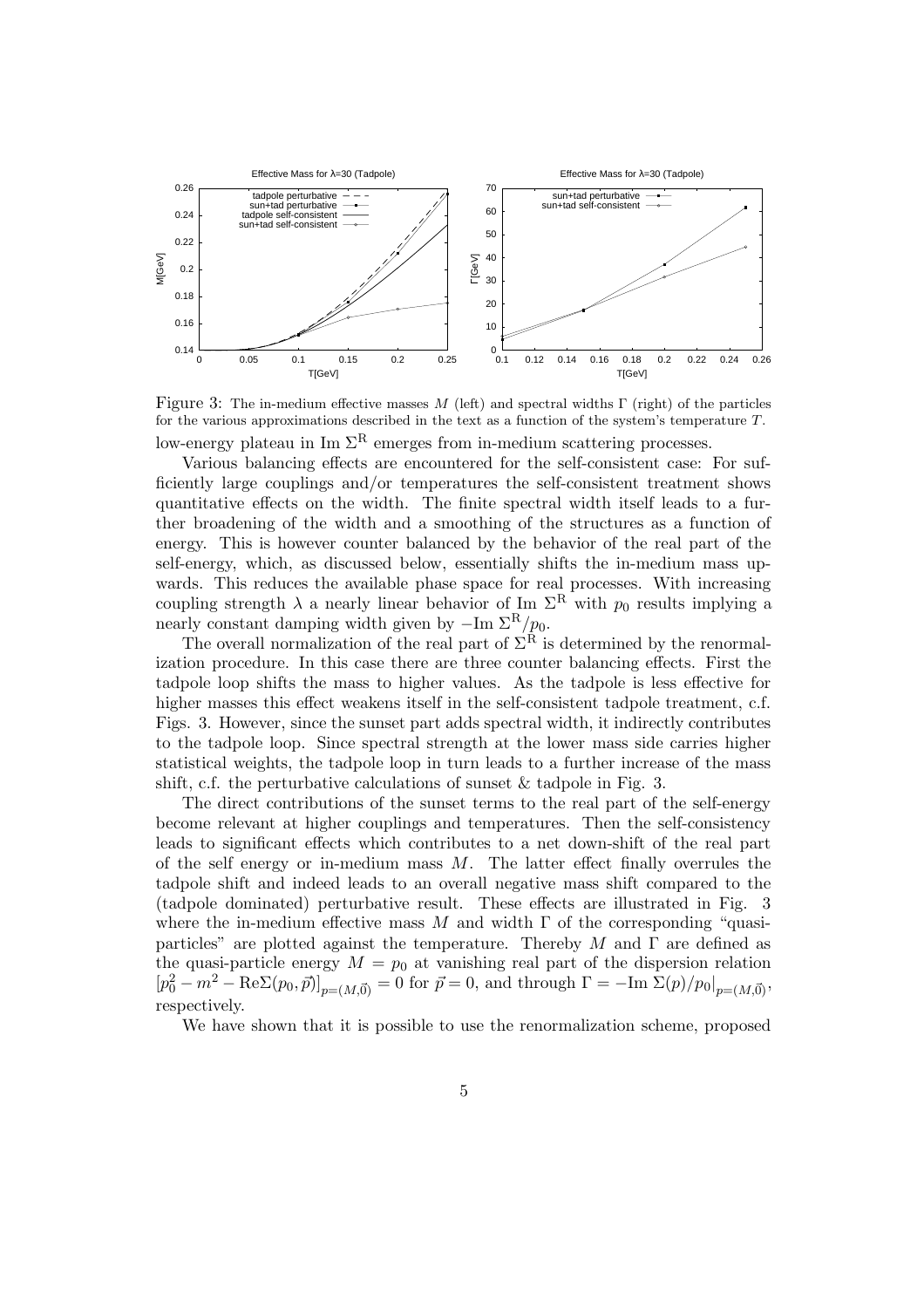Figure 3: The in-medium effective masses $M$ (left) and spectral widths $\Gamma$ (right) of the particles for the various approximations described in the text as a function of the system's temperature $T$.

low-energy plateau in Im $\Sigma^{\rm R}$ emerges from in-medium scattering processes.

Various balancing effects are encountered for the self-consistent case: For sufficiently large couplings and/or temperatures the self-consistent treatment shows quantitative effects on the width. The finite spectral width itself leads to a further broadening of the width and a smoothing of the structures as a function of energy. This is however counter balanced by the behavior of the real part of the self-energy, which, as discussed below, essentially shifts the in-medium mass upwards. This reduces the available phase space for real processes. With increasing coupling strength $\lambda$ a nearly linear behavior of Im $\Sigma^{\rm R}$ with $p_0$ results implying a nearly constant damping width given by $-\text{Im}\ \Sigma^{\rm R}/p_0$.

The overall normalization of the real part of $\Sigma^{\rm R}$ is determined by the renormalization procedure. In this case there are three counter balancing effects. First the tadpole loop shifts the mass to higher values. As the tadpole is less effective for higher masses this effect weakens itself in the self-consistent tadpole treatment, c.f. Figs. 3. However, since the sunset part adds spectral width, it indirectly contributes to the tadpole loop. Since spectral strength at the lower mass side carries higher statistical weights, the tadpole loop in turn leads to a further increase of the mass shift, c.f. the perturbative calculations of sunset & tadpole in Fig. 3.

The direct contributions of the sunset terms to the real part of the self-energy become relevant at higher couplings and temperatures. Then the self-consistency leads to significant effects which contributes to a net down-shift of the real part of the self energy or in-medium mass $M$. The latter effect finally overrules the tadpole shift and indeed leads to an overall negative mass shift compared to the (tadpole dominated) perturbative result. These effects are illustrated in Fig. 3 where the in-medium effective mass $M$ and width $\Gamma$ of the corresponding "quasi-particles" are plotted against the temperature. Thereby $M$ and $\Gamma$ are defined as the quasi-particle energy $M = p_0$ at vanishing real part of the dispersion relation $[p_0^2 - m^2 - \text{Re}\Sigma(p_0, \vec{p})]_{p=(M,\vec{0})} = 0$ for $\vec{p} = 0$, and through $\Gamma = -\text{Im}\ \Sigma(p)/p_0|_{p=(M,\vec{0})}$, respectively.

We have shown that it is possible to use the renormalization scheme, proposed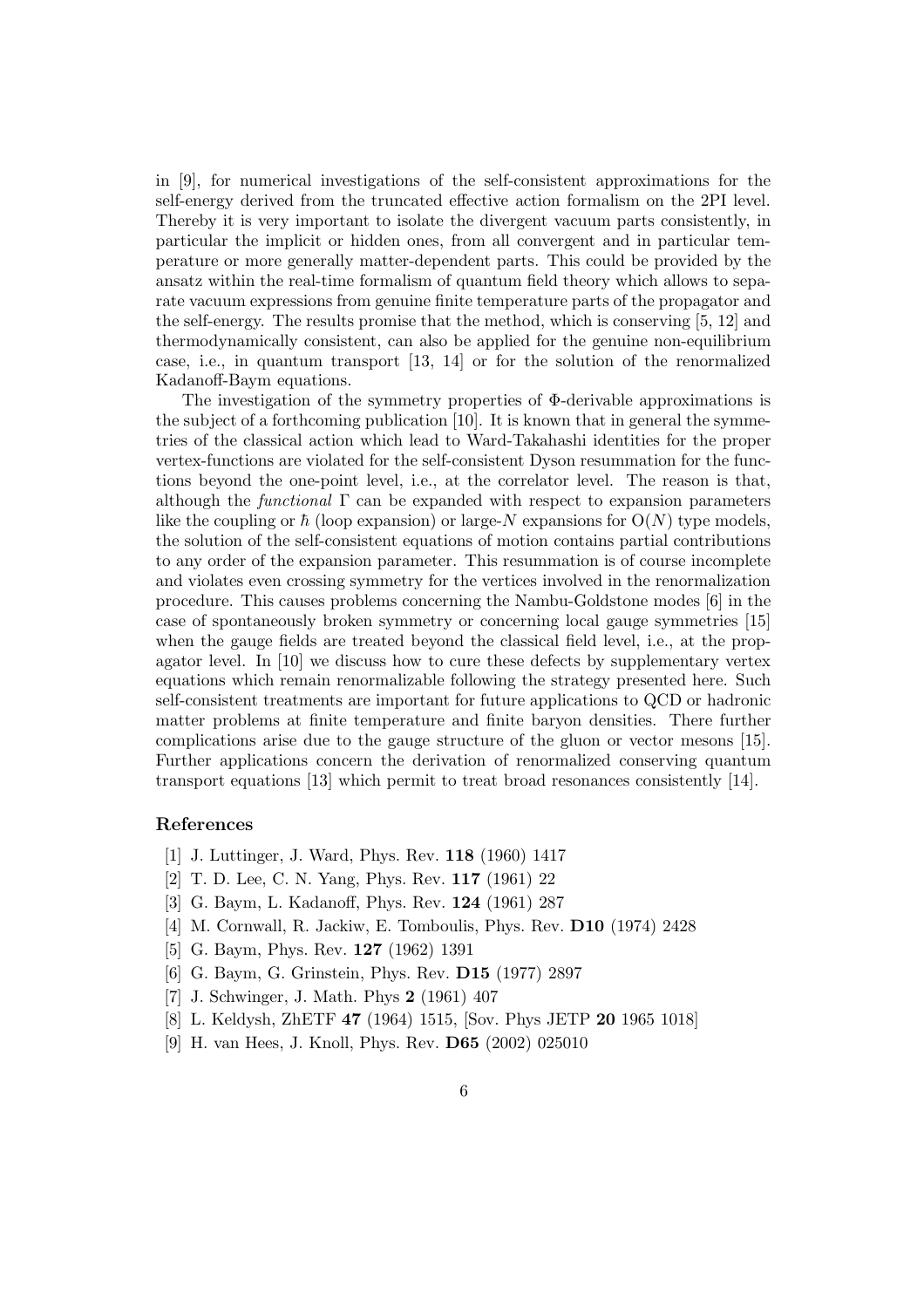in [9], for numerical investigations of the self-consistent approximations for the self-energy derived from the truncated effective action formalism on the 2PI level. Thereby it is very important to isolate the divergent vacuum parts consistently, in particular the implicit or hidden ones, from all convergent and in particular temperature or more generally matter-dependent parts. This could be provided by the ansatz within the real-time formalism of quantum field theory which allows to separate vacuum expressions from genuine finite temperature parts of the propagator and the self-energy. The results promise that the method, which is conserving [5, 12] and thermodynamically consistent, can also be applied for the genuine non-equilibrium case, i.e., in quantum transport [13, 14] or for the solution of the renormalized Kadanoff-Baym equations.

The investigation of the symmetry properties of $\Phi$-derivable approximations is the subject of a forthcoming publication [10]. It is known that in general the symmetries of the classical action which lead to Ward-Takahashi identities for the proper vertex-functions are violated for the self-consistent Dyson resummation for the functions beyond the one-point level, i.e., at the correlator level. The reason is that, although the *functional* $\Gamma$ can be expanded with respect to expansion parameters like the coupling or $\hbar$ (loop expansion) or large-$N$ expansions for $\mathrm{O}(N)$ type models, the solution of the self-consistent equations of motion contains partial contributions to any order of the expansion parameter. This resummation is of course incomplete and violates even crossing symmetry for the vertices involved in the renormalization procedure. This causes problems concerning the Nambu-Goldstone modes [6] in the case of spontaneously broken symmetry or concerning local gauge symmetries [15] when the gauge fields are treated beyond the classical field level, i.e., at the propagator level. In [10] we discuss how to cure these defects by supplementary vertex equations which remain renormalizable following the strategy presented here. Such self-consistent treatments are important for future applications to QCD or hadronic matter problems at finite temperature and finite baryon densities. There further complications arise due to the gauge structure of the gluon or vector mesons [15]. Further applications concern the derivation of renormalized conserving quantum transport equations [13] which permit to treat broad resonances consistently [14].

## References

[1] J. Luttinger, J. Ward, Phys. Rev. **118** (1960) 1417

[2] T. D. Lee, C. N. Yang, Phys. Rev. **117** (1961) 22

[3] G. Baym, L. Kadanoff, Phys. Rev. **124** (1961) 287

[4] M. Cornwall, R. Jackiw, E. Tomboulis, Phys. Rev. **D10** (1974) 2428

[5] G. Baym, Phys. Rev. **127** (1962) 1391

[6] G. Baym, G. Grinstein, Phys. Rev. **D15** (1977) 2897

[7] J. Schwinger, J. Math. Phys **2** (1961) 407

[8] L. Keldysh, ZhETF **47** (1964) 1515, [Sov. Phys JETP **20** 1965 1018]

[9] H. van Hees, J. Knoll, Phys. Rev. **D65** (2002) 025010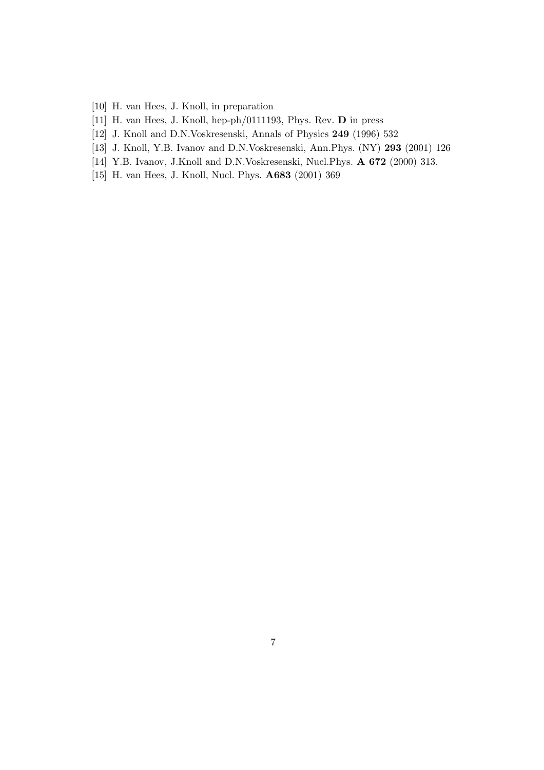[10] H. van Hees, J. Knoll, in preparation

[11] H. van Hees, J. Knoll, hep-ph/0111193, Phys. Rev. **D** in press

[12] J. Knoll and D.N.Voskresenski, Annals of Physics **249** (1996) 532

[13] J. Knoll, Y.B. Ivanov and D.N.Voskresenski, Ann.Phys. (NY) **293** (2001) 126

[14] Y.B. Ivanov, J.Knoll and D.N.Voskresenski, Nucl.Phys. **A 672** (2000) 313.

[15] H. van Hees, J. Knoll, Nucl. Phys. **A683** (2001) 369